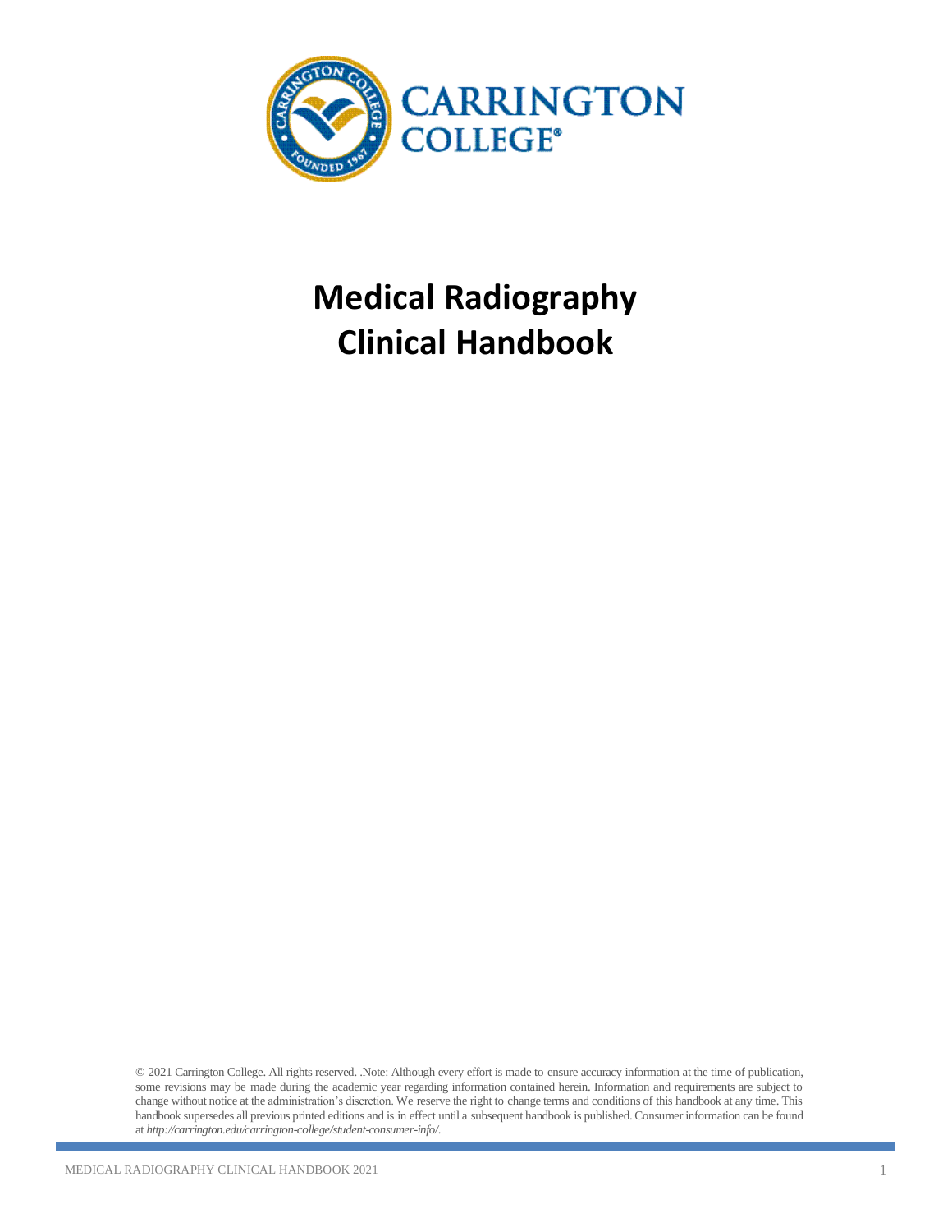CARRINGTON COLLEGE®

# Medical Radiography Clinical Handbook

© 2021 Carrington College. All rights reserved. .Note: Although every effort is made to ensure accuracy information at the time of publication, some revisions may be made during the academic year regarding information contained herein. Information and requirements are subject to change without notice at the administration's discretion. We reserve the right to change terms and conditions of this handbook at any time. This handbook supersedes all previous printed editions and is in effect until a subsequent handbook is published. Consumer information can be found at *http://carrington.edu/carrington-college/student-consumer-info/*.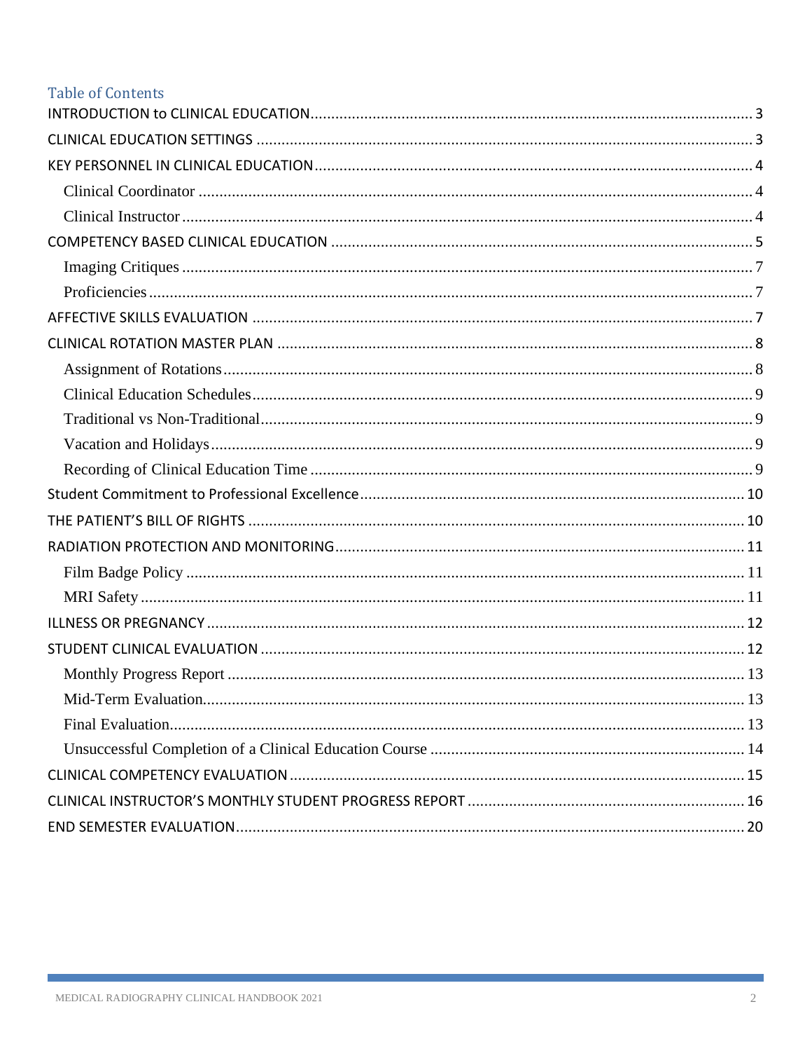## Table of Contents

INTRODUCTION to CLINICAL EDUCATION ..... 3

CLINICAL EDUCATION SETTINGS ..... 3

KEY PERSONNEL IN CLINICAL EDUCATION ..... 4

- Clinical Coordinator ..... 4
- Clinical Instructor ..... 4

COMPETENCY BASED CLINICAL EDUCATION ..... 5

- Imaging Critiques ..... 7
- Proficiencies ..... 7

AFFECTIVE SKILLS EVALUATION ..... 7

CLINICAL ROTATION MASTER PLAN ..... 8

- Assignment of Rotations ..... 8
- Clinical Education Schedules ..... 9
- Traditional vs Non-Traditional ..... 9
- Vacation and Holidays ..... 9
- Recording of Clinical Education Time ..... 9

Student Commitment to Professional Excellence ..... 10

THE PATIENT'S BILL OF RIGHTS ..... 10

RADIATION PROTECTION AND MONITORING ..... 11

- Film Badge Policy ..... 11
- MRI Safety ..... 11

ILLNESS OR PREGNANCY ..... 12

STUDENT CLINICAL EVALUATION ..... 12

- Monthly Progress Report ..... 13
- Mid-Term Evaluation ..... 13
- Final Evaluation ..... 13
- Unsuccessful Completion of a Clinical Education Course ..... 14

CLINICAL COMPETENCY EVALUATION ..... 15

CLINICAL INSTRUCTOR'S MONTHLY STUDENT PROGRESS REPORT ..... 16

END SEMESTER EVALUATION ..... 20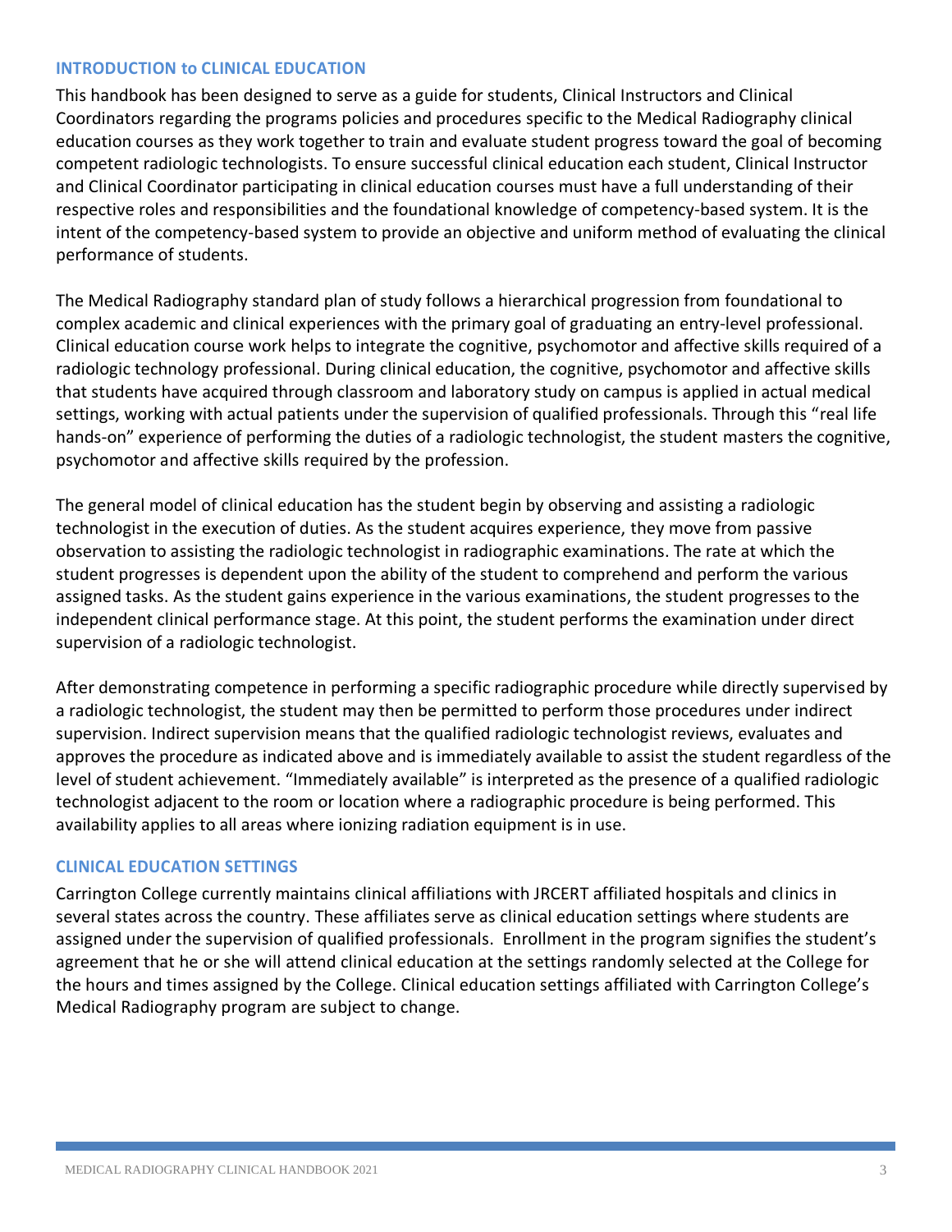## INTRODUCTION to CLINICAL EDUCATION

This handbook has been designed to serve as a guide for students, Clinical Instructors and Clinical Coordinators regarding the programs policies and procedures specific to the Medical Radiography clinical education courses as they work together to train and evaluate student progress toward the goal of becoming competent radiologic technologists. To ensure successful clinical education each student, Clinical Instructor and Clinical Coordinator participating in clinical education courses must have a full understanding of their respective roles and responsibilities and the foundational knowledge of competency-based system. It is the intent of the competency-based system to provide an objective and uniform method of evaluating the clinical performance of students.

The Medical Radiography standard plan of study follows a hierarchical progression from foundational to complex academic and clinical experiences with the primary goal of graduating an entry-level professional. Clinical education course work helps to integrate the cognitive, psychomotor and affective skills required of a radiologic technology professional. During clinical education, the cognitive, psychomotor and affective skills that students have acquired through classroom and laboratory study on campus is applied in actual medical settings, working with actual patients under the supervision of qualified professionals. Through this "real life hands-on" experience of performing the duties of a radiologic technologist, the student masters the cognitive, psychomotor and affective skills required by the profession.

The general model of clinical education has the student begin by observing and assisting a radiologic technologist in the execution of duties. As the student acquires experience, they move from passive observation to assisting the radiologic technologist in radiographic examinations. The rate at which the student progresses is dependent upon the ability of the student to comprehend and perform the various assigned tasks. As the student gains experience in the various examinations, the student progresses to the independent clinical performance stage. At this point, the student performs the examination under direct supervision of a radiologic technologist.

After demonstrating competence in performing a specific radiographic procedure while directly supervised by a radiologic technologist, the student may then be permitted to perform those procedures under indirect supervision. Indirect supervision means that the qualified radiologic technologist reviews, evaluates and approves the procedure as indicated above and is immediately available to assist the student regardless of the level of student achievement. "Immediately available" is interpreted as the presence of a qualified radiologic technologist adjacent to the room or location where a radiographic procedure is being performed. This availability applies to all areas where ionizing radiation equipment is in use.

## CLINICAL EDUCATION SETTINGS

Carrington College currently maintains clinical affiliations with JRCERT affiliated hospitals and clinics in several states across the country. These affiliates serve as clinical education settings where students are assigned under the supervision of qualified professionals. Enrollment in the program signifies the student's agreement that he or she will attend clinical education at the settings randomly selected at the College for the hours and times assigned by the College. Clinical education settings affiliated with Carrington College's Medical Radiography program are subject to change.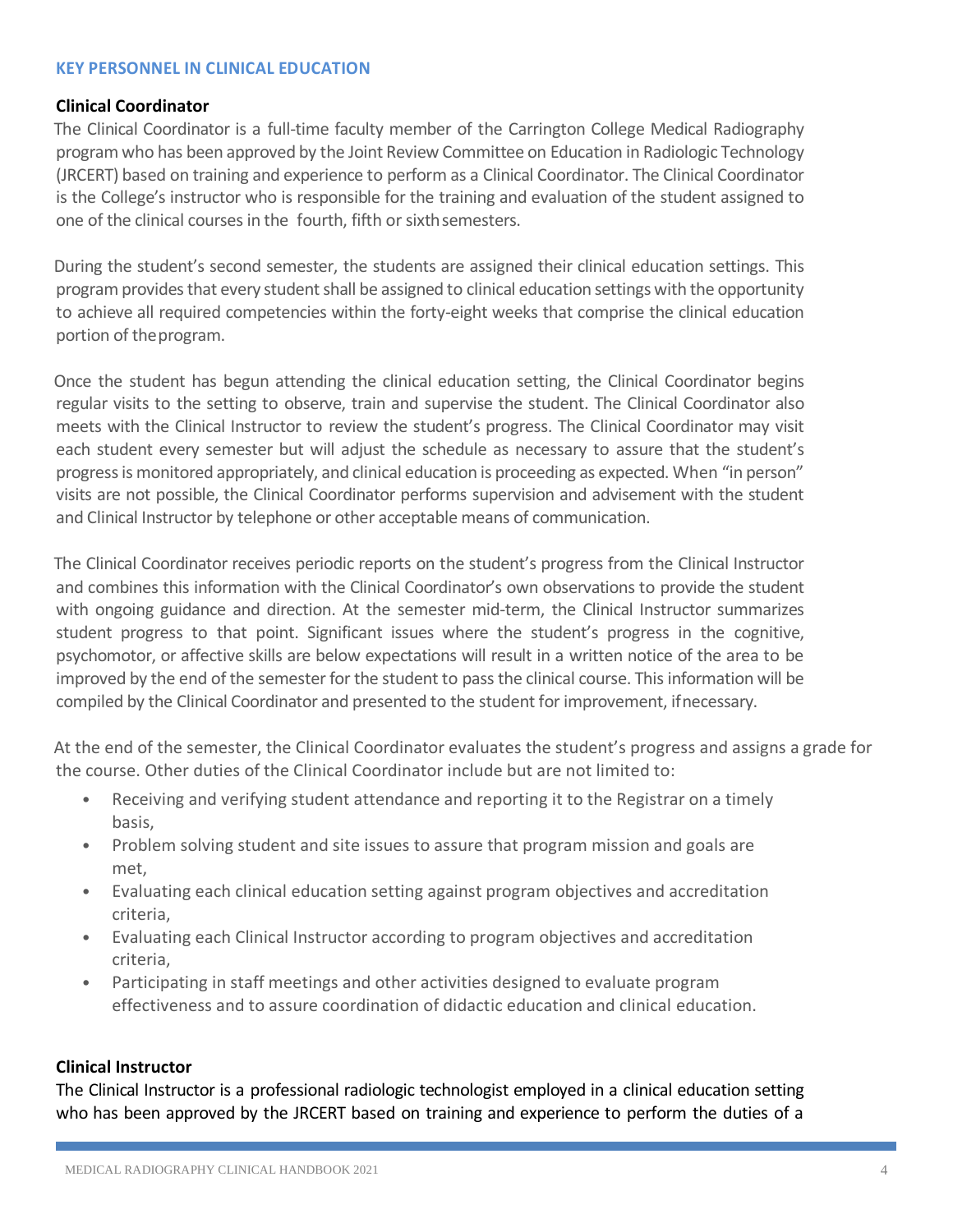## KEY PERSONNEL IN CLINICAL EDUCATION

### Clinical Coordinator

The Clinical Coordinator is a full-time faculty member of the Carrington College Medical Radiography program who has been approved by the Joint Review Committee on Education in Radiologic Technology (JRCERT) based on training and experience to perform as a Clinical Coordinator. The Clinical Coordinator is the College's instructor who is responsible for the training and evaluation of the student assigned to one of the clinical courses in the fourth, fifth or sixth semesters.

During the student's second semester, the students are assigned their clinical education settings. This program provides that every student shall be assigned to clinical education settings with the opportunity to achieve all required competencies within the forty-eight weeks that comprise the clinical education portion of the program.

Once the student has begun attending the clinical education setting, the Clinical Coordinator begins regular visits to the setting to observe, train and supervise the student. The Clinical Coordinator also meets with the Clinical Instructor to review the student's progress. The Clinical Coordinator may visit each student every semester but will adjust the schedule as necessary to assure that the student's progress is monitored appropriately, and clinical education is proceeding as expected. When "in person" visits are not possible, the Clinical Coordinator performs supervision and advisement with the student and Clinical Instructor by telephone or other acceptable means of communication.

The Clinical Coordinator receives periodic reports on the student's progress from the Clinical Instructor and combines this information with the Clinical Coordinator's own observations to provide the student with ongoing guidance and direction. At the semester mid-term, the Clinical Instructor summarizes student progress to that point. Significant issues where the student's progress in the cognitive, psychomotor, or affective skills are below expectations will result in a written notice of the area to be improved by the end of the semester for the student to pass the clinical course. This information will be compiled by the Clinical Coordinator and presented to the student for improvement, if necessary.

At the end of the semester, the Clinical Coordinator evaluates the student's progress and assigns a grade for the course. Other duties of the Clinical Coordinator include but are not limited to:

- Receiving and verifying student attendance and reporting it to the Registrar on a timely basis,
- Problem solving student and site issues to assure that program mission and goals are met,
- Evaluating each clinical education setting against program objectives and accreditation criteria,
- Evaluating each Clinical Instructor according to program objectives and accreditation criteria,
- Participating in staff meetings and other activities designed to evaluate program effectiveness and to assure coordination of didactic education and clinical education.

### Clinical Instructor

The Clinical Instructor is a professional radiologic technologist employed in a clinical education setting who has been approved by the JRCERT based on training and experience to perform the duties of a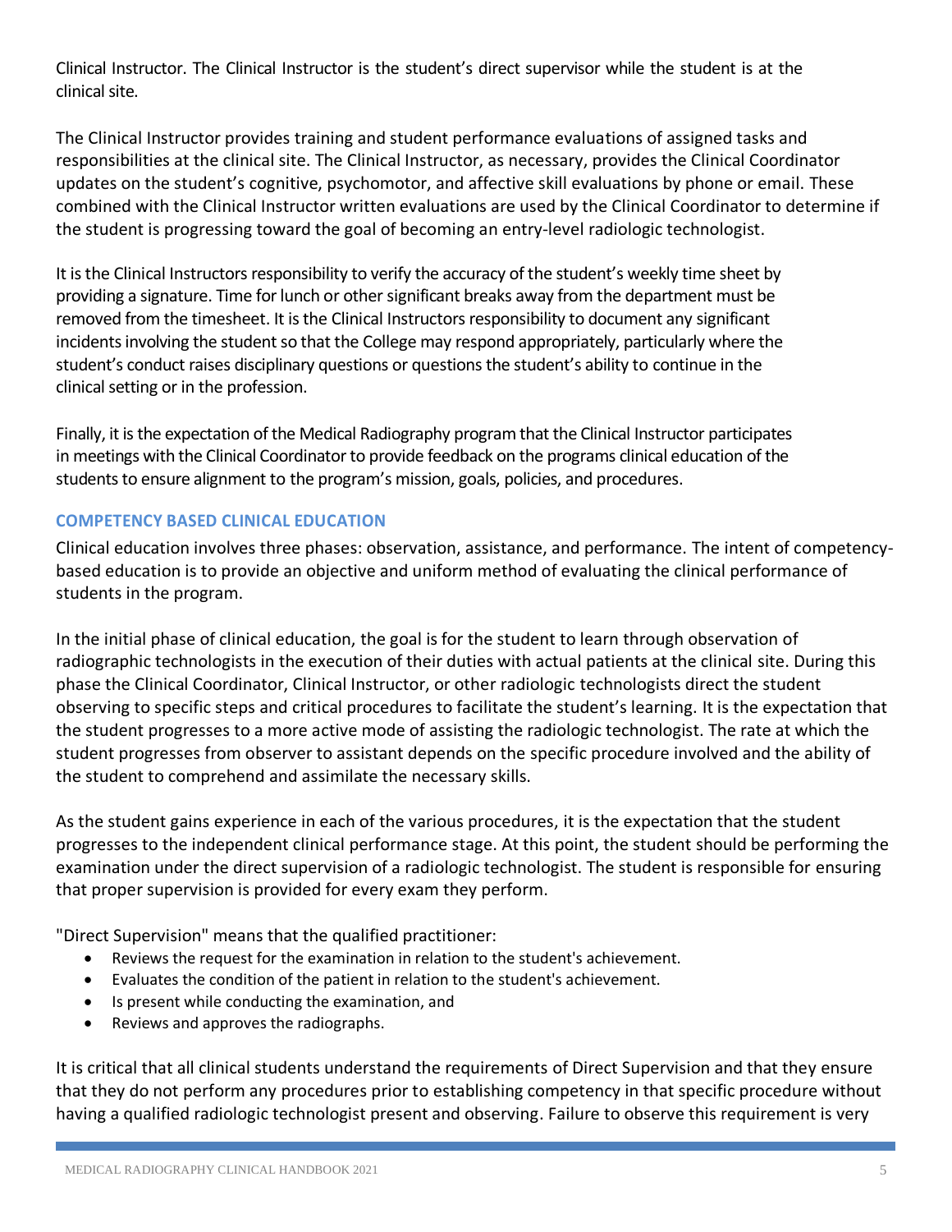Clinical Instructor. The Clinical Instructor is the student's direct supervisor while the student is at the clinical site.

The Clinical Instructor provides training and student performance evaluations of assigned tasks and responsibilities at the clinical site. The Clinical Instructor, as necessary, provides the Clinical Coordinator updates on the student's cognitive, psychomotor, and affective skill evaluations by phone or email. These combined with the Clinical Instructor written evaluations are used by the Clinical Coordinator to determine if the student is progressing toward the goal of becoming an entry-level radiologic technologist.

It is the Clinical Instructors responsibility to verify the accuracy of the student's weekly time sheet by providing a signature. Time for lunch or other significant breaks away from the department must be removed from the timesheet. It is the Clinical Instructors responsibility to document any significant incidents involving the student so that the College may respond appropriately, particularly where the student's conduct raises disciplinary questions or questions the student's ability to continue in the clinical setting or in the profession.

Finally, it is the expectation of the Medical Radiography program that the Clinical Instructor participates in meetings with the Clinical Coordinator to provide feedback on the programs clinical education of the students to ensure alignment to the program's mission, goals, policies, and procedures.

## COMPETENCY BASED CLINICAL EDUCATION

Clinical education involves three phases: observation, assistance, and performance. The intent of competency-based education is to provide an objective and uniform method of evaluating the clinical performance of students in the program.

In the initial phase of clinical education, the goal is for the student to learn through observation of radiographic technologists in the execution of their duties with actual patients at the clinical site. During this phase the Clinical Coordinator, Clinical Instructor, or other radiologic technologists direct the student observing to specific steps and critical procedures to facilitate the student's learning. It is the expectation that the student progresses to a more active mode of assisting the radiologic technologist. The rate at which the student progresses from observer to assistant depends on the specific procedure involved and the ability of the student to comprehend and assimilate the necessary skills.

As the student gains experience in each of the various procedures, it is the expectation that the student progresses to the independent clinical performance stage. At this point, the student should be performing the examination under the direct supervision of a radiologic technologist. The student is responsible for ensuring that proper supervision is provided for every exam they perform.

"Direct Supervision" means that the qualified practitioner:

- Reviews the request for the examination in relation to the student's achievement.
- Evaluates the condition of the patient in relation to the student's achievement.
- Is present while conducting the examination, and
- Reviews and approves the radiographs.

It is critical that all clinical students understand the requirements of Direct Supervision and that they ensure that they do not perform any procedures prior to establishing competency in that specific procedure without having a qualified radiologic technologist present and observing. Failure to observe this requirement is very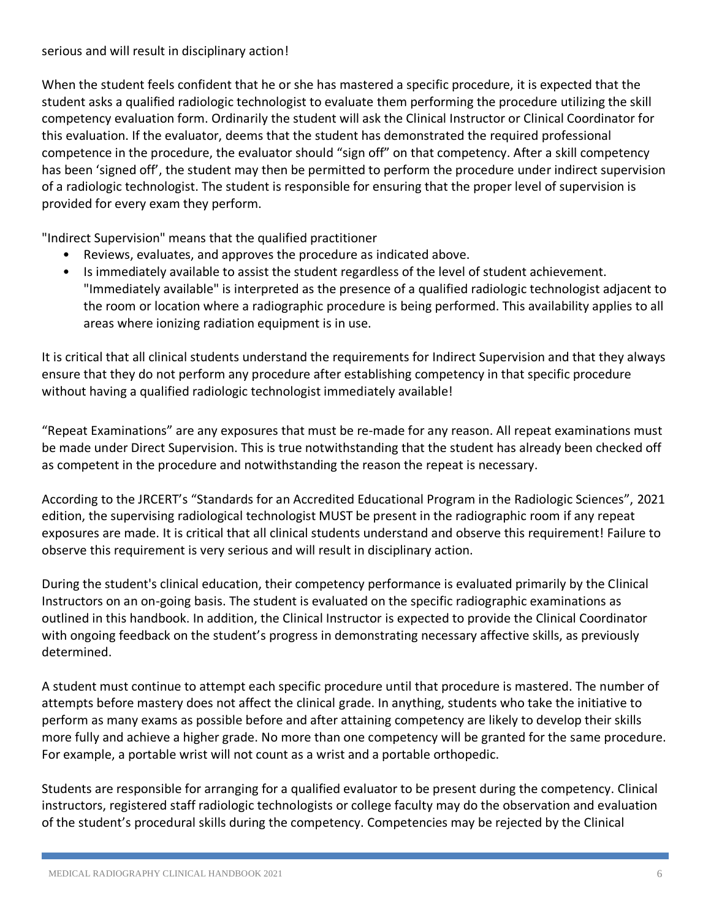serious and will result in disciplinary action!

When the student feels confident that he or she has mastered a specific procedure, it is expected that the student asks a qualified radiologic technologist to evaluate them performing the procedure utilizing the skill competency evaluation form. Ordinarily the student will ask the Clinical Instructor or Clinical Coordinator for this evaluation. If the evaluator, deems that the student has demonstrated the required professional competence in the procedure, the evaluator should "sign off" on that competency. After a skill competency has been 'signed off', the student may then be permitted to perform the procedure under indirect supervision of a radiologic technologist. The student is responsible for ensuring that the proper level of supervision is provided for every exam they perform.

"Indirect Supervision" means that the qualified practitioner

- Reviews, evaluates, and approves the procedure as indicated above.
- Is immediately available to assist the student regardless of the level of student achievement. "Immediately available" is interpreted as the presence of a qualified radiologic technologist adjacent to the room or location where a radiographic procedure is being performed. This availability applies to all areas where ionizing radiation equipment is in use.

It is critical that all clinical students understand the requirements for Indirect Supervision and that they always ensure that they do not perform any procedure after establishing competency in that specific procedure without having a qualified radiologic technologist immediately available!

"Repeat Examinations" are any exposures that must be re-made for any reason. All repeat examinations must be made under Direct Supervision. This is true notwithstanding that the student has already been checked off as competent in the procedure and notwithstanding the reason the repeat is necessary.

According to the JRCERT's "Standards for an Accredited Educational Program in the Radiologic Sciences", 2021 edition, the supervising radiological technologist MUST be present in the radiographic room if any repeat exposures are made. It is critical that all clinical students understand and observe this requirement! Failure to observe this requirement is very serious and will result in disciplinary action.

During the student's clinical education, their competency performance is evaluated primarily by the Clinical Instructors on an on-going basis. The student is evaluated on the specific radiographic examinations as outlined in this handbook. In addition, the Clinical Instructor is expected to provide the Clinical Coordinator with ongoing feedback on the student's progress in demonstrating necessary affective skills, as previously determined.

A student must continue to attempt each specific procedure until that procedure is mastered. The number of attempts before mastery does not affect the clinical grade. In anything, students who take the initiative to perform as many exams as possible before and after attaining competency are likely to develop their skills more fully and achieve a higher grade. No more than one competency will be granted for the same procedure. For example, a portable wrist will not count as a wrist and a portable orthopedic.

Students are responsible for arranging for a qualified evaluator to be present during the competency. Clinical instructors, registered staff radiologic technologists or college faculty may do the observation and evaluation of the student's procedural skills during the competency. Competencies may be rejected by the Clinical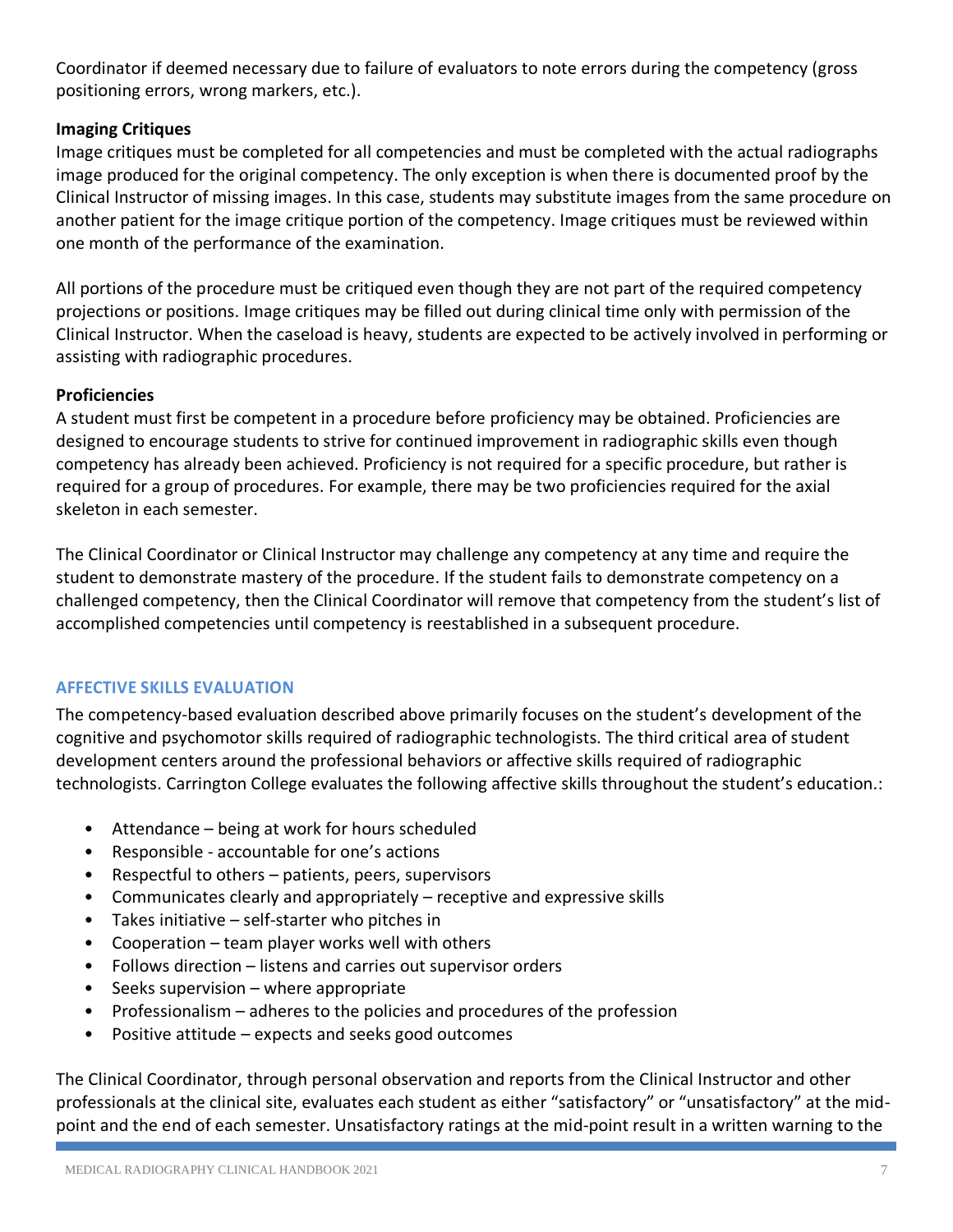Coordinator if deemed necessary due to failure of evaluators to note errors during the competency (gross positioning errors, wrong markers, etc.).

**Imaging Critiques**

Image critiques must be completed for all competencies and must be completed with the actual radiographs image produced for the original competency. The only exception is when there is documented proof by the Clinical Instructor of missing images. In this case, students may substitute images from the same procedure on another patient for the image critique portion of the competency. Image critiques must be reviewed within one month of the performance of the examination.

All portions of the procedure must be critiqued even though they are not part of the required competency projections or positions. Image critiques may be filled out during clinical time only with permission of the Clinical Instructor. When the caseload is heavy, students are expected to be actively involved in performing or assisting with radiographic procedures.

**Proficiencies**

A student must first be competent in a procedure before proficiency may be obtained. Proficiencies are designed to encourage students to strive for continued improvement in radiographic skills even though competency has already been achieved. Proficiency is not required for a specific procedure, but rather is required for a group of procedures. For example, there may be two proficiencies required for the axial skeleton in each semester.

The Clinical Coordinator or Clinical Instructor may challenge any competency at any time and require the student to demonstrate mastery of the procedure. If the student fails to demonstrate competency on a challenged competency, then the Clinical Coordinator will remove that competency from the student's list of accomplished competencies until competency is reestablished in a subsequent procedure.

## AFFECTIVE SKILLS EVALUATION

The competency-based evaluation described above primarily focuses on the student's development of the cognitive and psychomotor skills required of radiographic technologists. The third critical area of student development centers around the professional behaviors or affective skills required of radiographic technologists. Carrington College evaluates the following affective skills throughout the student's education.:

- Attendance – being at work for hours scheduled
- Responsible - accountable for one's actions
- Respectful to others – patients, peers, supervisors
- Communicates clearly and appropriately – receptive and expressive skills
- Takes initiative – self-starter who pitches in
- Cooperation – team player works well with others
- Follows direction – listens and carries out supervisor orders
- Seeks supervision – where appropriate
- Professionalism – adheres to the policies and procedures of the profession
- Positive attitude – expects and seeks good outcomes

The Clinical Coordinator, through personal observation and reports from the Clinical Instructor and other professionals at the clinical site, evaluates each student as either "satisfactory" or "unsatisfactory" at the mid-point and the end of each semester. Unsatisfactory ratings at the mid-point result in a written warning to the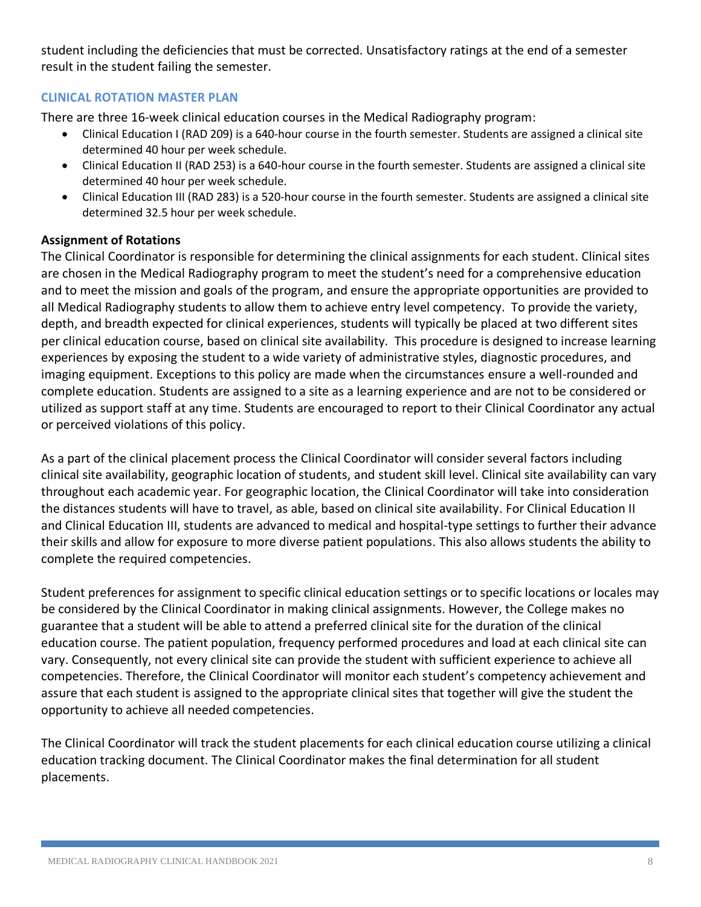student including the deficiencies that must be corrected. Unsatisfactory ratings at the end of a semester result in the student failing the semester.

## CLINICAL ROTATION MASTER PLAN

There are three 16-week clinical education courses in the Medical Radiography program:

- Clinical Education I (RAD 209) is a 640-hour course in the fourth semester. Students are assigned a clinical site determined 40 hour per week schedule.
- Clinical Education II (RAD 253) is a 640-hour course in the fourth semester. Students are assigned a clinical site determined 40 hour per week schedule.
- Clinical Education III (RAD 283) is a 520-hour course in the fourth semester. Students are assigned a clinical site determined 32.5 hour per week schedule.

### Assignment of Rotations

The Clinical Coordinator is responsible for determining the clinical assignments for each student. Clinical sites are chosen in the Medical Radiography program to meet the student's need for a comprehensive education and to meet the mission and goals of the program, and ensure the appropriate opportunities are provided to all Medical Radiography students to allow them to achieve entry level competency. To provide the variety, depth, and breadth expected for clinical experiences, students will typically be placed at two different sites per clinical education course, based on clinical site availability. This procedure is designed to increase learning experiences by exposing the student to a wide variety of administrative styles, diagnostic procedures, and imaging equipment. Exceptions to this policy are made when the circumstances ensure a well-rounded and complete education. Students are assigned to a site as a learning experience and are not to be considered or utilized as support staff at any time. Students are encouraged to report to their Clinical Coordinator any actual or perceived violations of this policy.

As a part of the clinical placement process the Clinical Coordinator will consider several factors including clinical site availability, geographic location of students, and student skill level. Clinical site availability can vary throughout each academic year. For geographic location, the Clinical Coordinator will take into consideration the distances students will have to travel, as able, based on clinical site availability. For Clinical Education II and Clinical Education III, students are advanced to medical and hospital-type settings to further their advance their skills and allow for exposure to more diverse patient populations. This also allows students the ability to complete the required competencies.

Student preferences for assignment to specific clinical education settings or to specific locations or locales may be considered by the Clinical Coordinator in making clinical assignments. However, the College makes no guarantee that a student will be able to attend a preferred clinical site for the duration of the clinical education course. The patient population, frequency performed procedures and load at each clinical site can vary. Consequently, not every clinical site can provide the student with sufficient experience to achieve all competencies. Therefore, the Clinical Coordinator will monitor each student's competency achievement and assure that each student is assigned to the appropriate clinical sites that together will give the student the opportunity to achieve all needed competencies.

The Clinical Coordinator will track the student placements for each clinical education course utilizing a clinical education tracking document. The Clinical Coordinator makes the final determination for all student placements.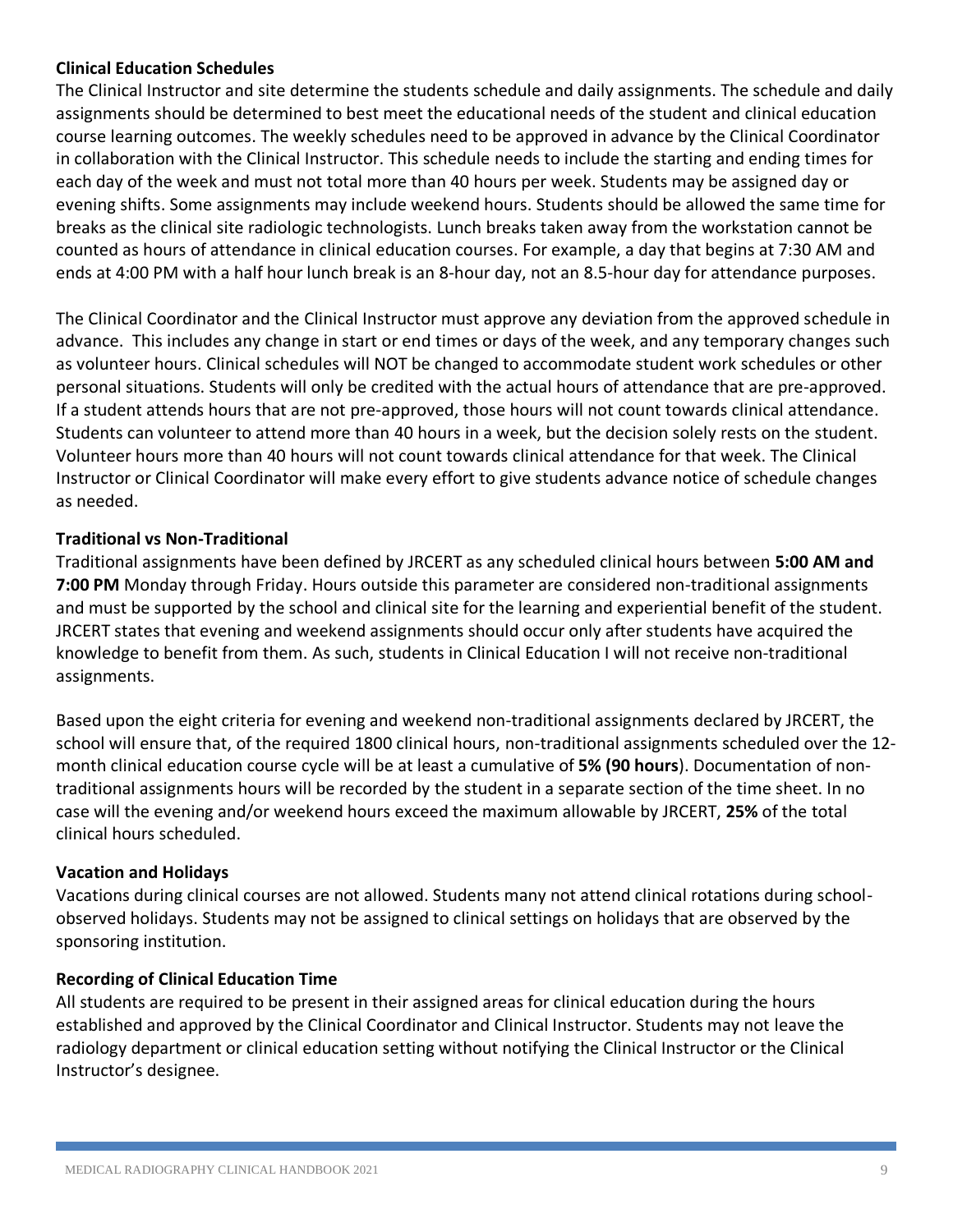**Clinical Education Schedules**

The Clinical Instructor and site determine the students schedule and daily assignments. The schedule and daily assignments should be determined to best meet the educational needs of the student and clinical education course learning outcomes. The weekly schedules need to be approved in advance by the Clinical Coordinator in collaboration with the Clinical Instructor. This schedule needs to include the starting and ending times for each day of the week and must not total more than 40 hours per week. Students may be assigned day or evening shifts. Some assignments may include weekend hours. Students should be allowed the same time for breaks as the clinical site radiologic technologists. Lunch breaks taken away from the workstation cannot be counted as hours of attendance in clinical education courses. For example, a day that begins at 7:30 AM and ends at 4:00 PM with a half hour lunch break is an 8-hour day, not an 8.5-hour day for attendance purposes.

The Clinical Coordinator and the Clinical Instructor must approve any deviation from the approved schedule in advance. This includes any change in start or end times or days of the week, and any temporary changes such as volunteer hours. Clinical schedules will NOT be changed to accommodate student work schedules or other personal situations. Students will only be credited with the actual hours of attendance that are pre-approved. If a student attends hours that are not pre-approved, those hours will not count towards clinical attendance. Students can volunteer to attend more than 40 hours in a week, but the decision solely rests on the student. Volunteer hours more than 40 hours will not count towards clinical attendance for that week. The Clinical Instructor or Clinical Coordinator will make every effort to give students advance notice of schedule changes as needed.

**Traditional vs Non-Traditional**

Traditional assignments have been defined by JRCERT as any scheduled clinical hours between **5:00 AM and 7:00 PM** Monday through Friday. Hours outside this parameter are considered non-traditional assignments and must be supported by the school and clinical site for the learning and experiential benefit of the student. JRCERT states that evening and weekend assignments should occur only after students have acquired the knowledge to benefit from them. As such, students in Clinical Education I will not receive non-traditional assignments.

Based upon the eight criteria for evening and weekend non-traditional assignments declared by JRCERT, the school will ensure that, of the required 1800 clinical hours, non-traditional assignments scheduled over the 12-month clinical education course cycle will be at least a cumulative of **5% (90 hours**). Documentation of non-traditional assignments hours will be recorded by the student in a separate section of the time sheet. In no case will the evening and/or weekend hours exceed the maximum allowable by JRCERT, **25%** of the total clinical hours scheduled.

**Vacation and Holidays**

Vacations during clinical courses are not allowed. Students many not attend clinical rotations during school-observed holidays. Students may not be assigned to clinical settings on holidays that are observed by the sponsoring institution.

**Recording of Clinical Education Time**

All students are required to be present in their assigned areas for clinical education during the hours established and approved by the Clinical Coordinator and Clinical Instructor. Students may not leave the radiology department or clinical education setting without notifying the Clinical Instructor or the Clinical Instructor's designee.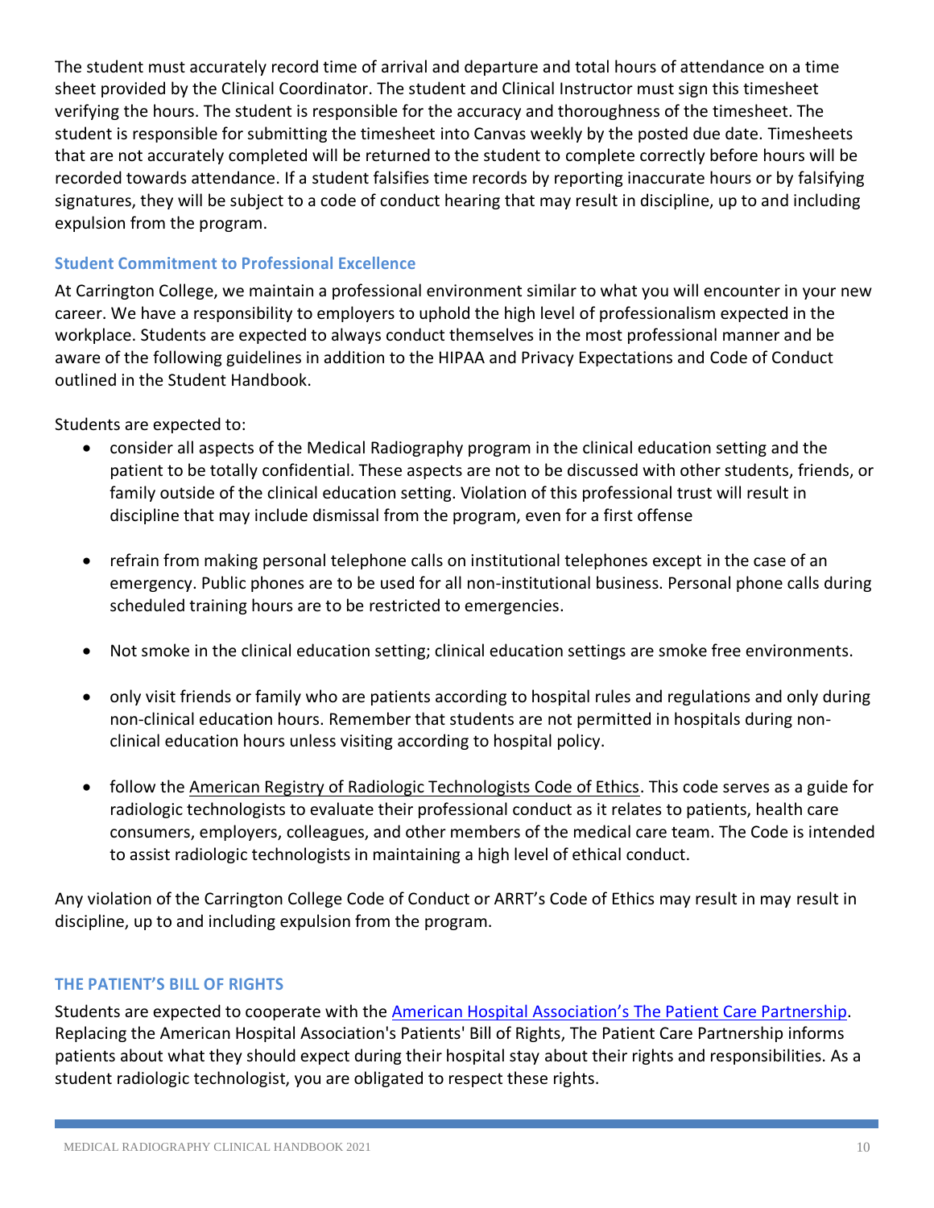The student must accurately record time of arrival and departure and total hours of attendance on a time sheet provided by the Clinical Coordinator. The student and Clinical Instructor must sign this timesheet verifying the hours. The student is responsible for the accuracy and thoroughness of the timesheet. The student is responsible for submitting the timesheet into Canvas weekly by the posted due date. Timesheets that are not accurately completed will be returned to the student to complete correctly before hours will be recorded towards attendance. If a student falsifies time records by reporting inaccurate hours or by falsifying signatures, they will be subject to a code of conduct hearing that may result in discipline, up to and including expulsion from the program.

### Student Commitment to Professional Excellence

At Carrington College, we maintain a professional environment similar to what you will encounter in your new career. We have a responsibility to employers to uphold the high level of professionalism expected in the workplace. Students are expected to always conduct themselves in the most professional manner and be aware of the following guidelines in addition to the HIPAA and Privacy Expectations and Code of Conduct outlined in the Student Handbook.

Students are expected to:

- consider all aspects of the Medical Radiography program in the clinical education setting and the patient to be totally confidential. These aspects are not to be discussed with other students, friends, or family outside of the clinical education setting. Violation of this professional trust will result in discipline that may include dismissal from the program, even for a first offense
- refrain from making personal telephone calls on institutional telephones except in the case of an emergency. Public phones are to be used for all non-institutional business. Personal phone calls during scheduled training hours are to be restricted to emergencies.
- Not smoke in the clinical education setting; clinical education settings are smoke free environments.
- only visit friends or family who are patients according to hospital rules and regulations and only during non-clinical education hours. Remember that students are not permitted in hospitals during non-clinical education hours unless visiting according to hospital policy.
- follow the American Registry of Radiologic Technologists Code of Ethics. This code serves as a guide for radiologic technologists to evaluate their professional conduct as it relates to patients, health care consumers, employers, colleagues, and other members of the medical care team. The Code is intended to assist radiologic technologists in maintaining a high level of ethical conduct.

Any violation of the Carrington College Code of Conduct or ARRT's Code of Ethics may result in may result in discipline, up to and including expulsion from the program.

### THE PATIENT'S BILL OF RIGHTS

Students are expected to cooperate with the American Hospital Association's The Patient Care Partnership. Replacing the American Hospital Association's Patients' Bill of Rights, The Patient Care Partnership informs patients about what they should expect during their hospital stay about their rights and responsibilities. As a student radiologic technologist, you are obligated to respect these rights.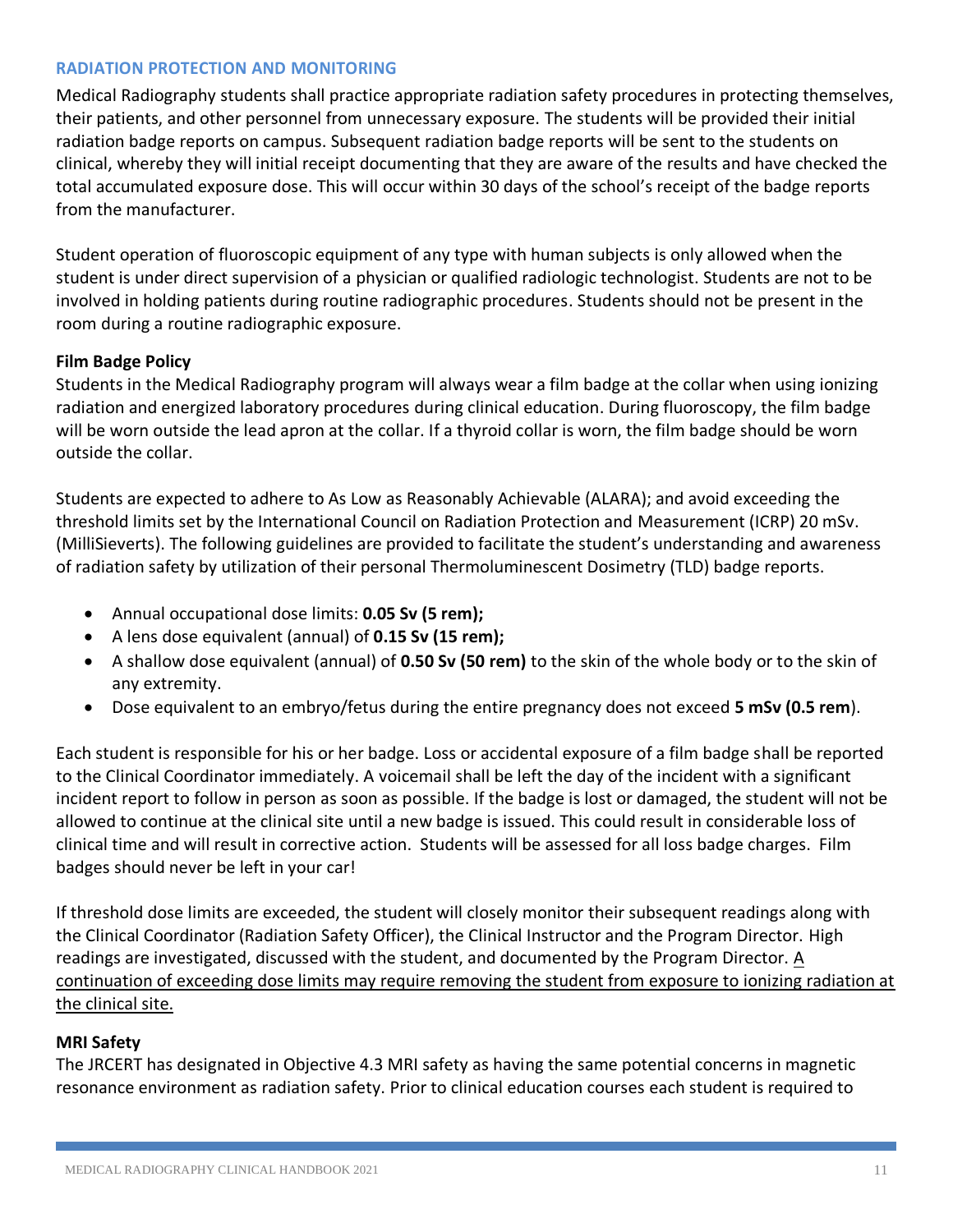## RADIATION PROTECTION AND MONITORING

Medical Radiography students shall practice appropriate radiation safety procedures in protecting themselves, their patients, and other personnel from unnecessary exposure. The students will be provided their initial radiation badge reports on campus. Subsequent radiation badge reports will be sent to the students on clinical, whereby they will initial receipt documenting that they are aware of the results and have checked the total accumulated exposure dose. This will occur within 30 days of the school's receipt of the badge reports from the manufacturer.

Student operation of fluoroscopic equipment of any type with human subjects is only allowed when the student is under direct supervision of a physician or qualified radiologic technologist. Students are not to be involved in holding patients during routine radiographic procedures. Students should not be present in the room during a routine radiographic exposure.

### Film Badge Policy

Students in the Medical Radiography program will always wear a film badge at the collar when using ionizing radiation and energized laboratory procedures during clinical education. During fluoroscopy, the film badge will be worn outside the lead apron at the collar. If a thyroid collar is worn, the film badge should be worn outside the collar.

Students are expected to adhere to As Low as Reasonably Achievable (ALARA); and avoid exceeding the threshold limits set by the International Council on Radiation Protection and Measurement (ICRP) 20 mSv. (MilliSieverts). The following guidelines are provided to facilitate the student's understanding and awareness of radiation safety by utilization of their personal Thermoluminescent Dosimetry (TLD) badge reports.

- Annual occupational dose limits: **0.05 Sv (5 rem);**
- A lens dose equivalent (annual) of **0.15 Sv (15 rem);**
- A shallow dose equivalent (annual) of **0.50 Sv (50 rem)** to the skin of the whole body or to the skin of any extremity.
- Dose equivalent to an embryo/fetus during the entire pregnancy does not exceed **5 mSv (0.5 rem**).

Each student is responsible for his or her badge. Loss or accidental exposure of a film badge shall be reported to the Clinical Coordinator immediately. A voicemail shall be left the day of the incident with a significant incident report to follow in person as soon as possible. If the badge is lost or damaged, the student will not be allowed to continue at the clinical site until a new badge is issued. This could result in considerable loss of clinical time and will result in corrective action. Students will be assessed for all loss badge charges. Film badges should never be left in your car!

If threshold dose limits are exceeded, the student will closely monitor their subsequent readings along with the Clinical Coordinator (Radiation Safety Officer), the Clinical Instructor and the Program Director. High readings are investigated, discussed with the student, and documented by the Program Director. <u>A continuation of exceeding dose limits may require removing the student from exposure to ionizing radiation at the clinical site.</u>

### MRI Safety

The JRCERT has designated in Objective 4.3 MRI safety as having the same potential concerns in magnetic resonance environment as radiation safety. Prior to clinical education courses each student is required to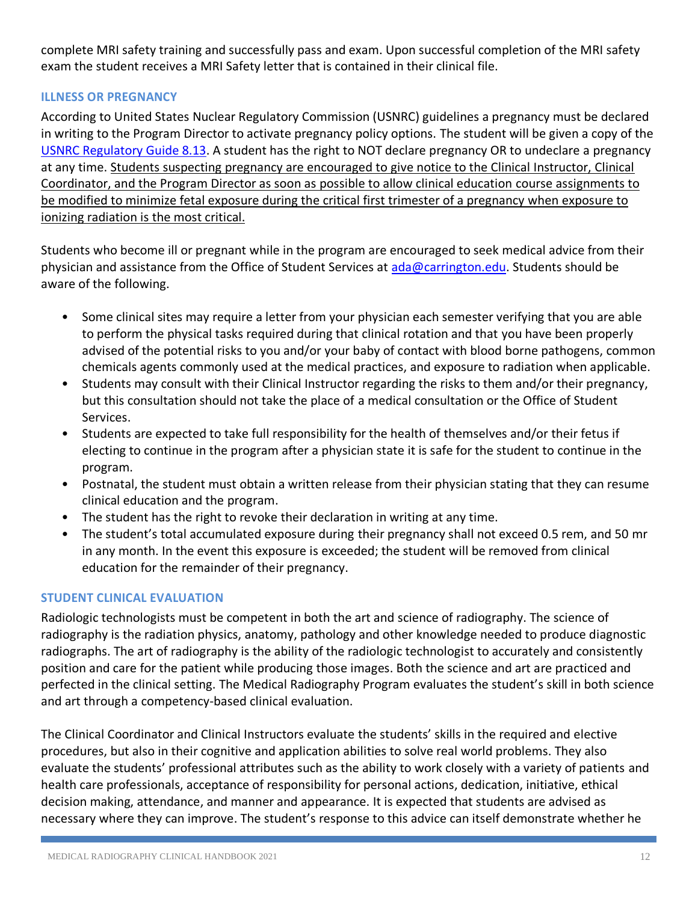complete MRI safety training and successfully pass and exam. Upon successful completion of the MRI safety exam the student receives a MRI Safety letter that is contained in their clinical file.

### ILLNESS OR PREGNANCY

According to United States Nuclear Regulatory Commission (USNRC) guidelines a pregnancy must be declared in writing to the Program Director to activate pregnancy policy options. The student will be given a copy of the [USNRC Regulatory Guide 8.13](). A student has the right to NOT declare pregnancy OR to undeclare a pregnancy at any time. <u>Students suspecting pregnancy are encouraged to give notice to the Clinical Instructor, Clinical Coordinator, and the Program Director as soon as possible to allow clinical education course assignments to be modified to minimize fetal exposure during the critical first trimester of a pregnancy when exposure to ionizing radiation is the most critical.</u>

Students who become ill or pregnant while in the program are encouraged to seek medical advice from their physician and assistance from the Office of Student Services at [ada@carrington.edu](mailto:ada@carrington.edu). Students should be aware of the following.

- Some clinical sites may require a letter from your physician each semester verifying that you are able to perform the physical tasks required during that clinical rotation and that you have been properly advised of the potential risks to you and/or your baby of contact with blood borne pathogens, common chemicals agents commonly used at the medical practices, and exposure to radiation when applicable.
- Students may consult with their Clinical Instructor regarding the risks to them and/or their pregnancy, but this consultation should not take the place of a medical consultation or the Office of Student Services.
- Students are expected to take full responsibility for the health of themselves and/or their fetus if electing to continue in the program after a physician state it is safe for the student to continue in the program.
- Postnatal, the student must obtain a written release from their physician stating that they can resume clinical education and the program.
- The student has the right to revoke their declaration in writing at any time.
- The student's total accumulated exposure during their pregnancy shall not exceed 0.5 rem, and 50 mr in any month. In the event this exposure is exceeded; the student will be removed from clinical education for the remainder of their pregnancy.

### STUDENT CLINICAL EVALUATION

Radiologic technologists must be competent in both the art and science of radiography. The science of radiography is the radiation physics, anatomy, pathology and other knowledge needed to produce diagnostic radiographs. The art of radiography is the ability of the radiologic technologist to accurately and consistently position and care for the patient while producing those images. Both the science and art are practiced and perfected in the clinical setting. The Medical Radiography Program evaluates the student's skill in both science and art through a competency-based clinical evaluation.

The Clinical Coordinator and Clinical Instructors evaluate the students' skills in the required and elective procedures, but also in their cognitive and application abilities to solve real world problems. They also evaluate the students' professional attributes such as the ability to work closely with a variety of patients and health care professionals, acceptance of responsibility for personal actions, dedication, initiative, ethical decision making, attendance, and manner and appearance. It is expected that students are advised as necessary where they can improve. The student's response to this advice can itself demonstrate whether he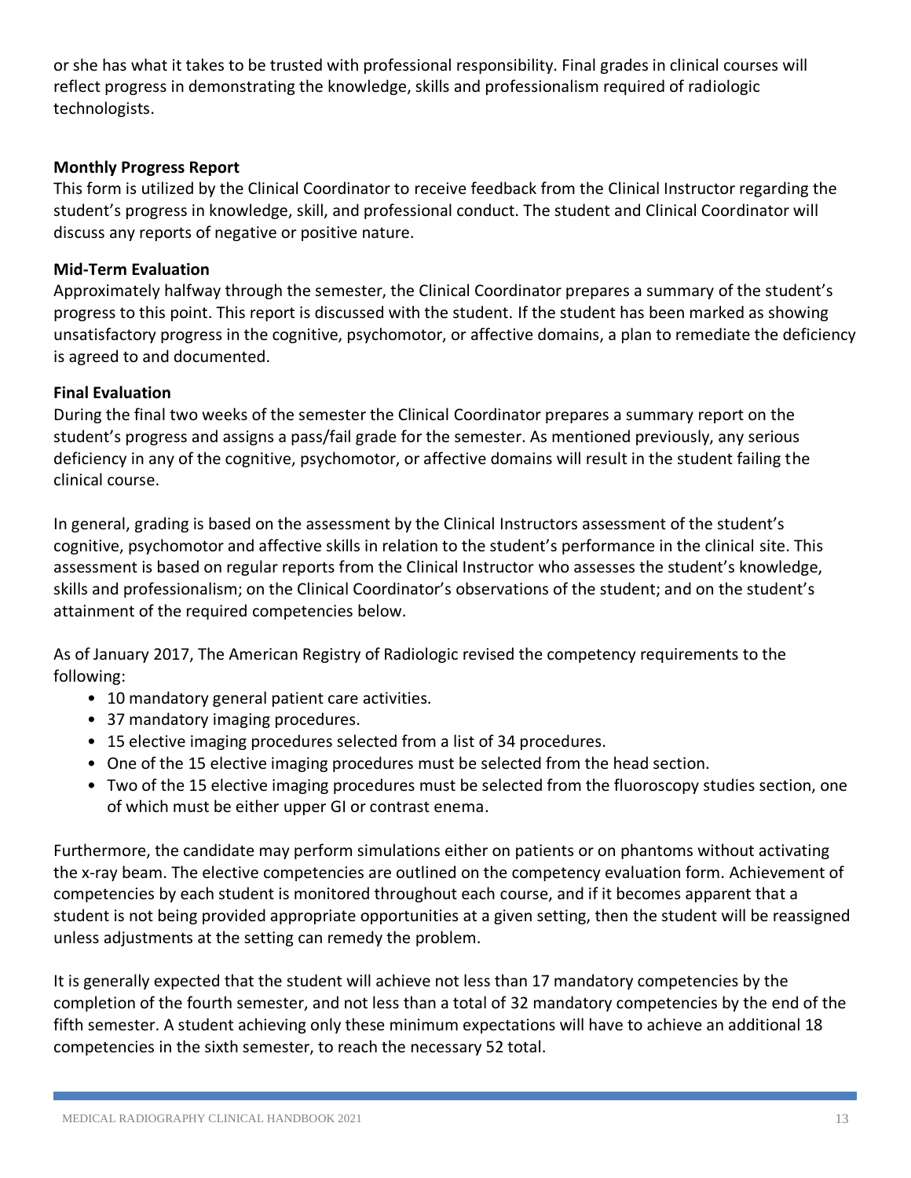or she has what it takes to be trusted with professional responsibility. Final grades in clinical courses will reflect progress in demonstrating the knowledge, skills and professionalism required of radiologic technologists.

**Monthly Progress Report**

This form is utilized by the Clinical Coordinator to receive feedback from the Clinical Instructor regarding the student's progress in knowledge, skill, and professional conduct. The student and Clinical Coordinator will discuss any reports of negative or positive nature.

**Mid-Term Evaluation**

Approximately halfway through the semester, the Clinical Coordinator prepares a summary of the student's progress to this point. This report is discussed with the student. If the student has been marked as showing unsatisfactory progress in the cognitive, psychomotor, or affective domains, a plan to remediate the deficiency is agreed to and documented.

**Final Evaluation**

During the final two weeks of the semester the Clinical Coordinator prepares a summary report on the student's progress and assigns a pass/fail grade for the semester. As mentioned previously, any serious deficiency in any of the cognitive, psychomotor, or affective domains will result in the student failing the clinical course.

In general, grading is based on the assessment by the Clinical Instructors assessment of the student's cognitive, psychomotor and affective skills in relation to the student's performance in the clinical site. This assessment is based on regular reports from the Clinical Instructor who assesses the student's knowledge, skills and professionalism; on the Clinical Coordinator's observations of the student; and on the student's attainment of the required competencies below.

As of January 2017, The American Registry of Radiologic revised the competency requirements to the following:

- 10 mandatory general patient care activities.
- 37 mandatory imaging procedures.
- 15 elective imaging procedures selected from a list of 34 procedures.
- One of the 15 elective imaging procedures must be selected from the head section.
- Two of the 15 elective imaging procedures must be selected from the fluoroscopy studies section, one of which must be either upper GI or contrast enema.

Furthermore, the candidate may perform simulations either on patients or on phantoms without activating the x-ray beam. The elective competencies are outlined on the competency evaluation form. Achievement of competencies by each student is monitored throughout each course, and if it becomes apparent that a student is not being provided appropriate opportunities at a given setting, then the student will be reassigned unless adjustments at the setting can remedy the problem.

It is generally expected that the student will achieve not less than 17 mandatory competencies by the completion of the fourth semester, and not less than a total of 32 mandatory competencies by the end of the fifth semester. A student achieving only these minimum expectations will have to achieve an additional 18 competencies in the sixth semester, to reach the necessary 52 total.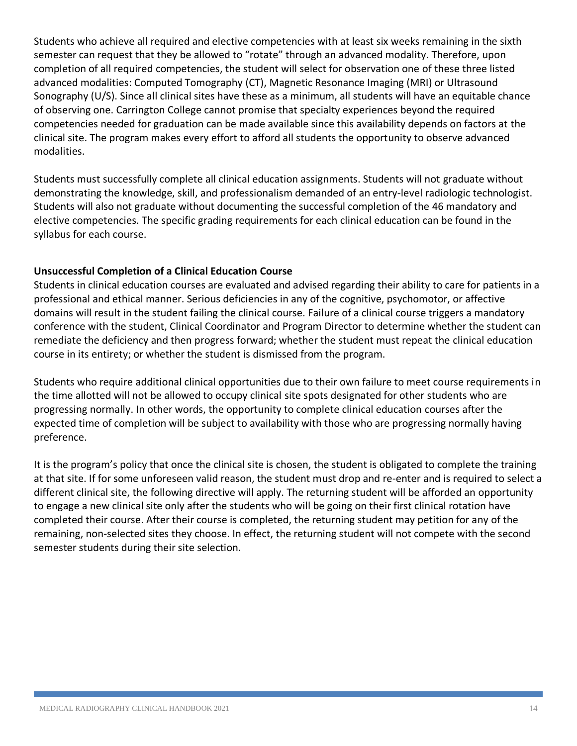Students who achieve all required and elective competencies with at least six weeks remaining in the sixth semester can request that they be allowed to "rotate" through an advanced modality. Therefore, upon completion of all required competencies, the student will select for observation one of these three listed advanced modalities: Computed Tomography (CT), Magnetic Resonance Imaging (MRI) or Ultrasound Sonography (U/S). Since all clinical sites have these as a minimum, all students will have an equitable chance of observing one. Carrington College cannot promise that specialty experiences beyond the required competencies needed for graduation can be made available since this availability depends on factors at the clinical site. The program makes every effort to afford all students the opportunity to observe advanced modalities.

Students must successfully complete all clinical education assignments. Students will not graduate without demonstrating the knowledge, skill, and professionalism demanded of an entry-level radiologic technologist. Students will also not graduate without documenting the successful completion of the 46 mandatory and elective competencies. The specific grading requirements for each clinical education can be found in the syllabus for each course.

**Unsuccessful Completion of a Clinical Education Course**

Students in clinical education courses are evaluated and advised regarding their ability to care for patients in a professional and ethical manner. Serious deficiencies in any of the cognitive, psychomotor, or affective domains will result in the student failing the clinical course. Failure of a clinical course triggers a mandatory conference with the student, Clinical Coordinator and Program Director to determine whether the student can remediate the deficiency and then progress forward; whether the student must repeat the clinical education course in its entirety; or whether the student is dismissed from the program.

Students who require additional clinical opportunities due to their own failure to meet course requirements in the time allotted will not be allowed to occupy clinical site spots designated for other students who are progressing normally. In other words, the opportunity to complete clinical education courses after the expected time of completion will be subject to availability with those who are progressing normally having preference.

It is the program's policy that once the clinical site is chosen, the student is obligated to complete the training at that site. If for some unforeseen valid reason, the student must drop and re-enter and is required to select a different clinical site, the following directive will apply. The returning student will be afforded an opportunity to engage a new clinical site only after the students who will be going on their first clinical rotation have completed their course. After their course is completed, the returning student may petition for any of the remaining, non-selected sites they choose. In effect, the returning student will not compete with the second semester students during their site selection.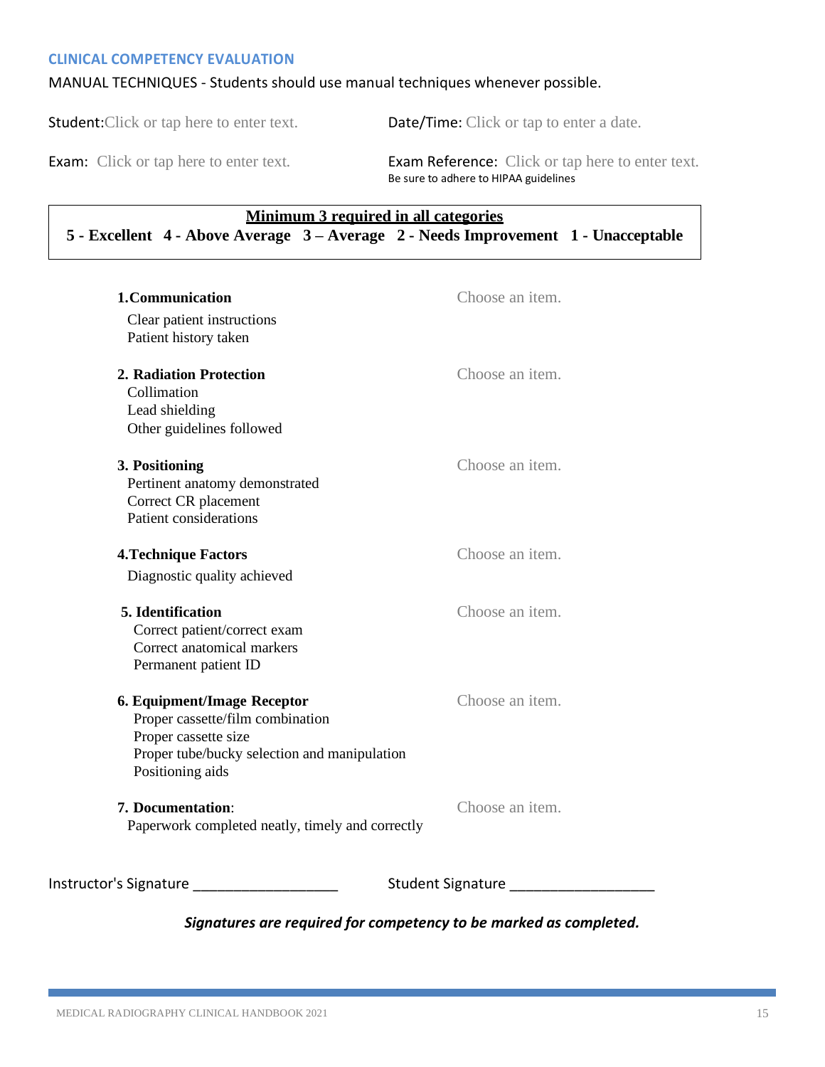## CLINICAL COMPETENCY EVALUATION

MANUAL TECHNIQUES - Students should use manual techniques whenever possible.

Student: Click or tap here to enter text.

Date/Time: Click or tap to enter a date.

Exam: Click or tap here to enter text.

Exam Reference: Click or tap here to enter text.
Be sure to adhere to HIPAA guidelines

**Minimum 3 required in all categories**

**5 - Excellent 4 - Above Average 3 – Average 2 - Needs Improvement 1 - Unacceptable**

**1. Communication** — Choose an item.
- Clear patient instructions
- Patient history taken

**2. Radiation Protection** — Choose an item.
- Collimation
- Lead shielding
- Other guidelines followed

**3. Positioning** — Choose an item.
- Pertinent anatomy demonstrated
- Correct CR placement
- Patient considerations

**4. Technique Factors** — Choose an item.
- Diagnostic quality achieved

**5. Identification** — Choose an item.
- Correct patient/correct exam
- Correct anatomical markers
- Permanent patient ID

**6. Equipment/Image Receptor** — Choose an item.
- Proper cassette/film combination
- Proper cassette size
- Proper tube/bucky selection and manipulation
- Positioning aids

**7. Documentation**: — Choose an item.
- Paperwork completed neatly, timely and correctly

Instructor's Signature __________________

Student Signature __________________

***Signatures are required for competency to be marked as completed.***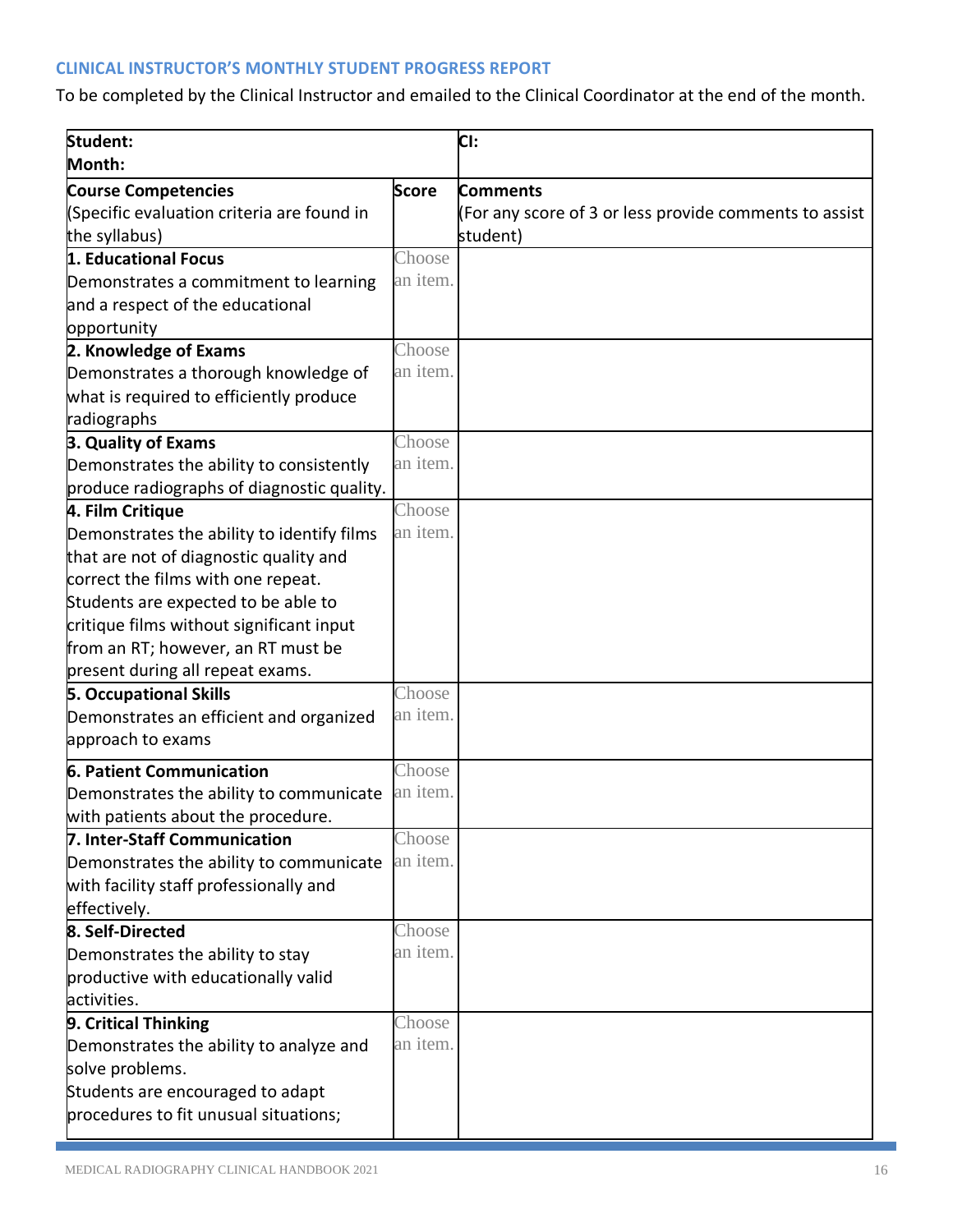### CLINICAL INSTRUCTOR'S MONTHLY STUDENT PROGRESS REPORT

To be completed by the Clinical Instructor and emailed to the Clinical Coordinator at the end of the month.

| **Student:**<br>**Month:** | | **CI:** |
|---|---|---|
| **Course Competencies**<br>(Specific evaluation criteria are found in the syllabus) | **Score** | **Comments**<br>(For any score of 3 or less provide comments to assist student) |
| **1. Educational Focus**<br>Demonstrates a commitment to learning and a respect of the educational opportunity | Choose an item. | |
| **2. Knowledge of Exams**<br>Demonstrates a thorough knowledge of what is required to efficiently produce radiographs | Choose an item. | |
| **3. Quality of Exams**<br>Demonstrates the ability to consistently produce radiographs of diagnostic quality. | Choose an item. | |
| **4. Film Critique**<br>Demonstrates the ability to identify films that are not of diagnostic quality and correct the films with one repeat. Students are expected to be able to critique films without significant input from an RT; however, an RT must be present during all repeat exams. | Choose an item. | |
| **5. Occupational Skills**<br>Demonstrates an efficient and organized approach to exams | Choose an item. | |
| **6. Patient Communication**<br>Demonstrates the ability to communicate with patients about the procedure. | Choose an item. | |
| **7. Inter-Staff Communication**<br>Demonstrates the ability to communicate with facility staff professionally and effectively. | Choose an item. | |
| **8. Self-Directed**<br>Demonstrates the ability to stay productive with educationally valid activities. | Choose an item. | |
| **9. Critical Thinking**<br>Demonstrates the ability to analyze and solve problems.<br>Students are encouraged to adapt procedures to fit unusual situations; | Choose an item. | |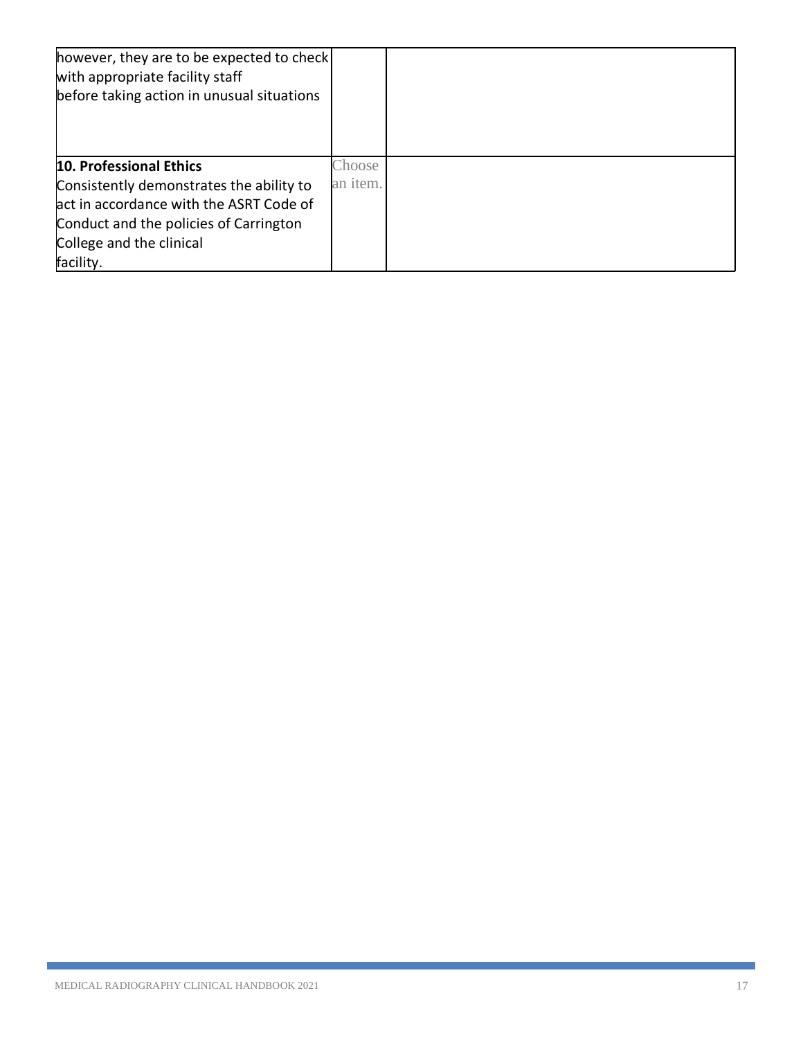| | | |
|---|---|---|
| however, they are to be expected to check with appropriate facility staff before taking action in unusual situations | | |
| **10. Professional Ethics** Consistently demonstrates the ability to act in accordance with the ASRT Code of Conduct and the policies of Carrington College and the clinical facility. | Choose an item. | |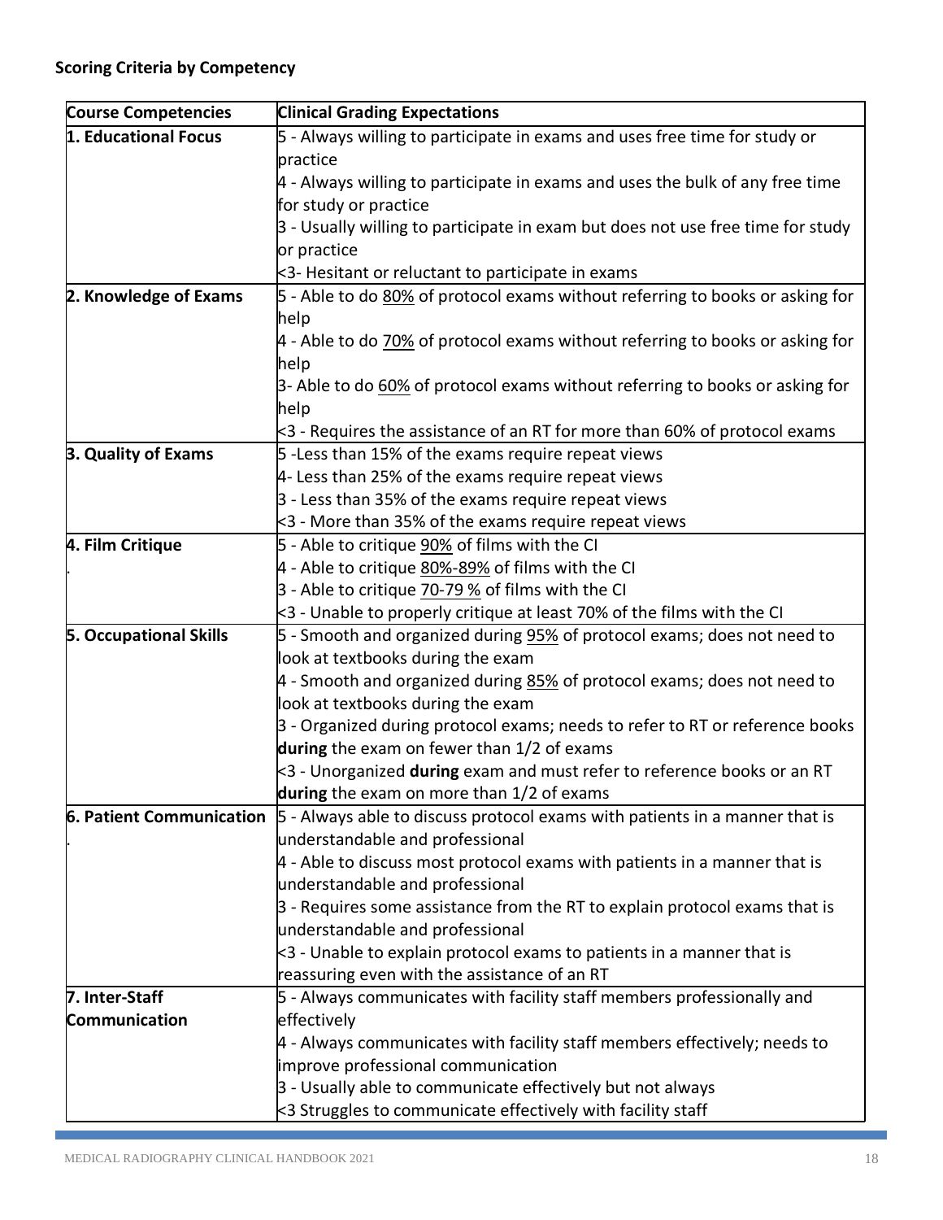**Scoring Criteria by Competency**

| Course Competencies | Clinical Grading Expectations |
|---|---|
| **1. Educational Focus** | 5 - Always willing to participate in exams and uses free time for study or practice<br>4 - Always willing to participate in exams and uses the bulk of any free time for study or practice<br>3 - Usually willing to participate in exam but does not use free time for study or practice<br><3- Hesitant or reluctant to participate in exams |
| **2. Knowledge of Exams** | 5 - Able to do <u>80%</u> of protocol exams without referring to books or asking for help<br>4 - Able to do <u>70%</u> of protocol exams without referring to books or asking for help<br>3- Able to do <u>60%</u> of protocol exams without referring to books or asking for help<br><3 - Requires the assistance of an RT for more than 60% of protocol exams |
| **3. Quality of Exams** | 5 -Less than 15% of the exams require repeat views<br>4- Less than 25% of the exams require repeat views<br>3 - Less than 35% of the exams require repeat views<br><3 - More than 35% of the exams require repeat views |
| **4. Film Critique**<br>. | 5 - Able to critique <u>90%</u> of films with the CI<br>4 - Able to critique <u>80%-89%</u> of films with the CI<br>3 - Able to critique <u>70-79 %</u> of films with the CI<br><3 - Unable to properly critique at least 70% of the films with the CI |
| **5. Occupational Skills** | 5 - Smooth and organized during <u>95%</u> of protocol exams; does not need to look at textbooks during the exam<br>4 - Smooth and organized during <u>85%</u> of protocol exams; does not need to look at textbooks during the exam<br>3 - Organized during protocol exams; needs to refer to RT or reference books **during** the exam on fewer than 1/2 of exams<br><3 - Unorganized **during** exam and must refer to reference books or an RT **during** the exam on more than 1/2 of exams |
| **6. Patient Communication**<br>. | 5 - Always able to discuss protocol exams with patients in a manner that is understandable and professional<br>4 - Able to discuss most protocol exams with patients in a manner that is understandable and professional<br>3 - Requires some assistance from the RT to explain protocol exams that is understandable and professional<br><3 - Unable to explain protocol exams to patients in a manner that is reassuring even with the assistance of an RT |
| **7. Inter-Staff Communication** | 5 - Always communicates with facility staff members professionally and effectively<br>4 - Always communicates with facility staff members effectively; needs to improve professional communication<br>3 - Usually able to communicate effectively but not always<br><3 Struggles to communicate effectively with facility staff |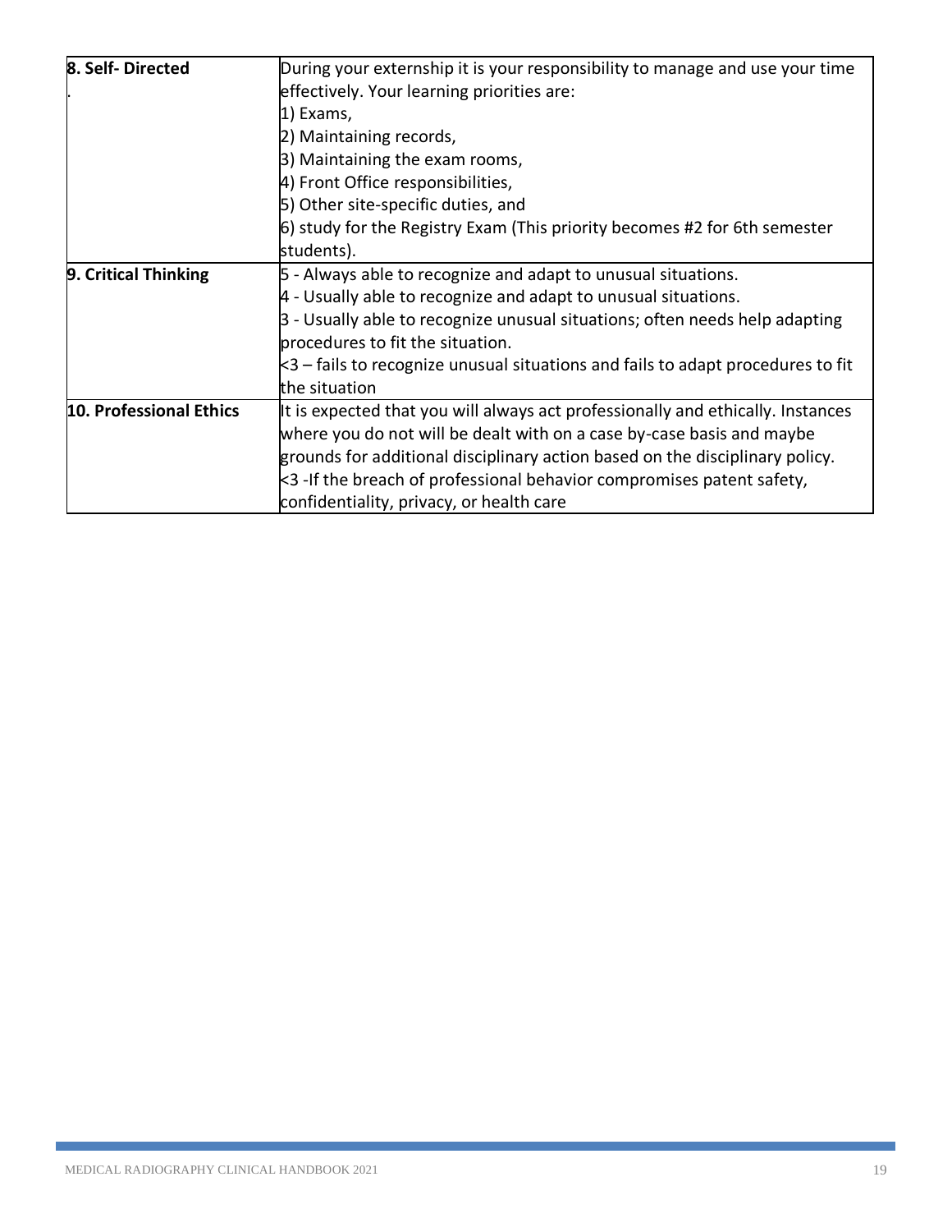| | |
|---|---|
| **8. Self- Directed**<br>. | During your externship it is your responsibility to manage and use your time effectively. Your learning priorities are:<br>1) Exams,<br>2) Maintaining records,<br>3) Maintaining the exam rooms,<br>4) Front Office responsibilities,<br>5) Other site-specific duties, and<br>6) study for the Registry Exam (This priority becomes #2 for 6th semester students). |
| **9. Critical Thinking** | 5 - Always able to recognize and adapt to unusual situations.<br>4 - Usually able to recognize and adapt to unusual situations.<br>3 - Usually able to recognize unusual situations; often needs help adapting procedures to fit the situation.<br><3 – fails to recognize unusual situations and fails to adapt procedures to fit the situation |
| **10. Professional Ethics** | It is expected that you will always act professionally and ethically. Instances where you do not will be dealt with on a case by-case basis and maybe grounds for additional disciplinary action based on the disciplinary policy.<br><3 -If the breach of professional behavior compromises patent safety, confidentiality, privacy, or health care |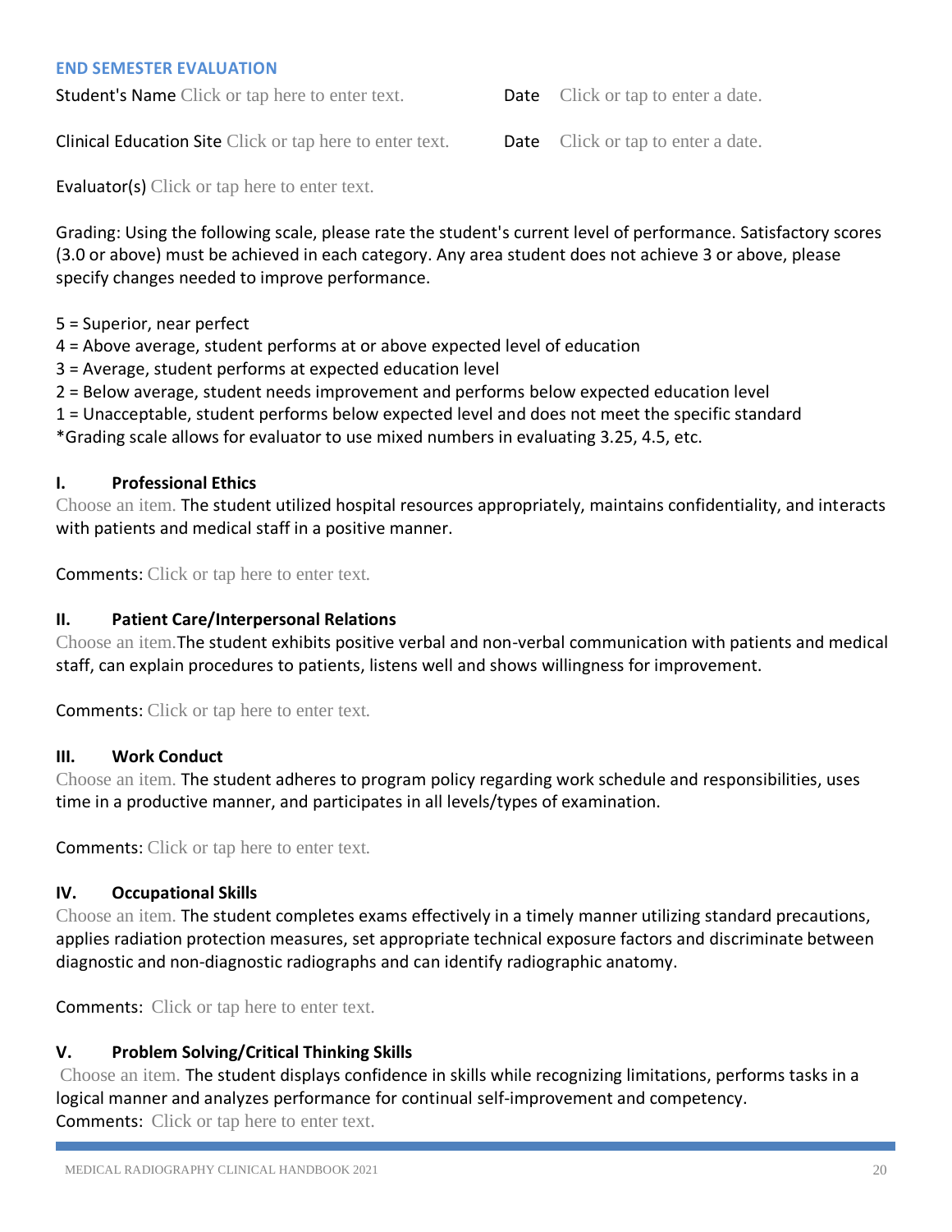## END SEMESTER EVALUATION

**Student's Name** Click or tap here to enter text. **Date** Click or tap to enter a date.

**Clinical Education Site** Click or tap here to enter text. **Date** Click or tap to enter a date.

**Evaluator(s)** Click or tap here to enter text.

Grading: Using the following scale, please rate the student's current level of performance. Satisfactory scores (3.0 or above) must be achieved in each category. Any area student does not achieve 3 or above, please specify changes needed to improve performance.

5 = Superior, near perfect
4 = Above average, student performs at or above expected level of education
3 = Average, student performs at expected education level
2 = Below average, student needs improvement and performs below expected education level
1 = Unacceptable, student performs below expected level and does not meet the specific standard
*Grading scale allows for evaluator to use mixed numbers in evaluating 3.25, 4.5, etc.

### I. Professional Ethics

Choose an item. The student utilized hospital resources appropriately, maintains confidentiality, and interacts with patients and medical staff in a positive manner.

**Comments:** Click or tap here to enter text.

### II. Patient Care/Interpersonal Relations

Choose an item. The student exhibits positive verbal and non-verbal communication with patients and medical staff, can explain procedures to patients, listens well and shows willingness for improvement.

**Comments:** Click or tap here to enter text.

### III. Work Conduct

Choose an item. The student adheres to program policy regarding work schedule and responsibilities, uses time in a productive manner, and participates in all levels/types of examination.

**Comments:** Click or tap here to enter text.

### IV. Occupational Skills

Choose an item. The student completes exams effectively in a timely manner utilizing standard precautions, applies radiation protection measures, set appropriate technical exposure factors and discriminate between diagnostic and non-diagnostic radiographs and can identify radiographic anatomy.

**Comments:** Click or tap here to enter text.

### V. Problem Solving/Critical Thinking Skills

Choose an item. The student displays confidence in skills while recognizing limitations, performs tasks in a logical manner and analyzes performance for continual self-improvement and competency.

**Comments:** Click or tap here to enter text.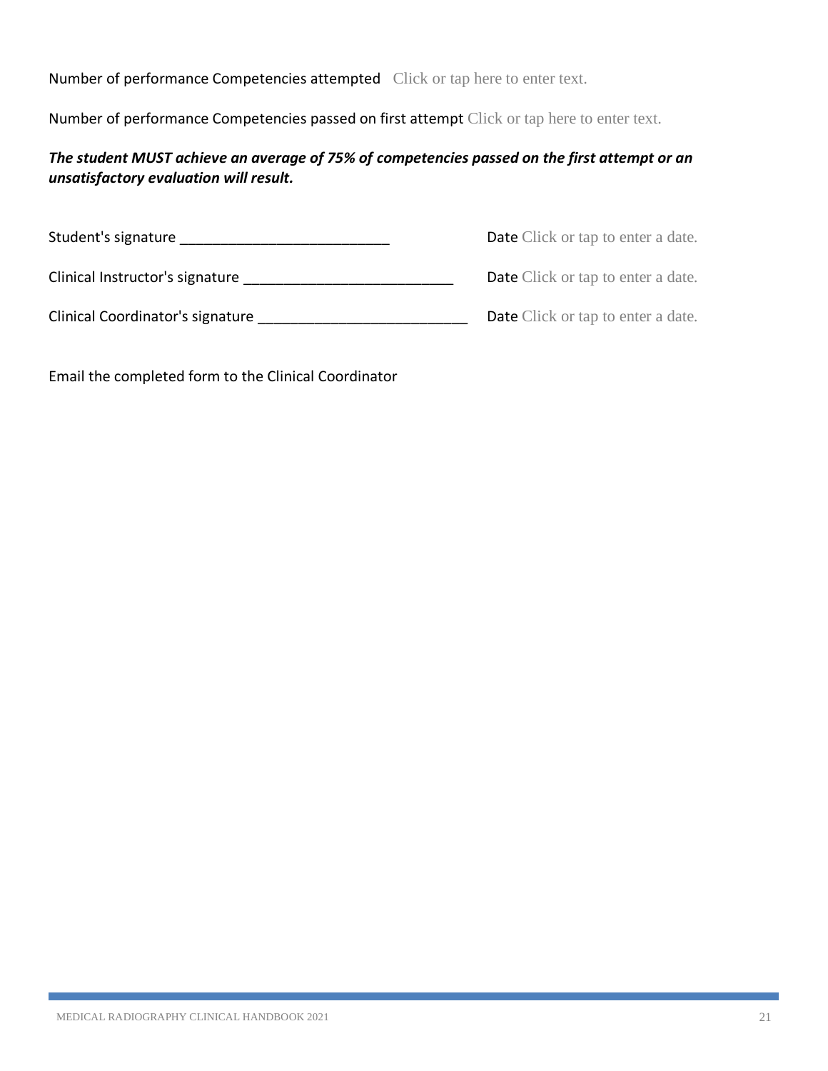Number of performance Competencies attempted Click or tap here to enter text.

Number of performance Competencies passed on first attempt Click or tap here to enter text.

***The student MUST achieve an average of 75% of competencies passed on the first attempt or an unsatisfactory evaluation will result.***

Student's signature __________________________ **Date** Click or tap to enter a date.

Clinical Instructor's signature __________________________ **Date** Click or tap to enter a date.

Clinical Coordinator's signature __________________________ **Date** Click or tap to enter a date.

Email the completed form to the Clinical Coordinator